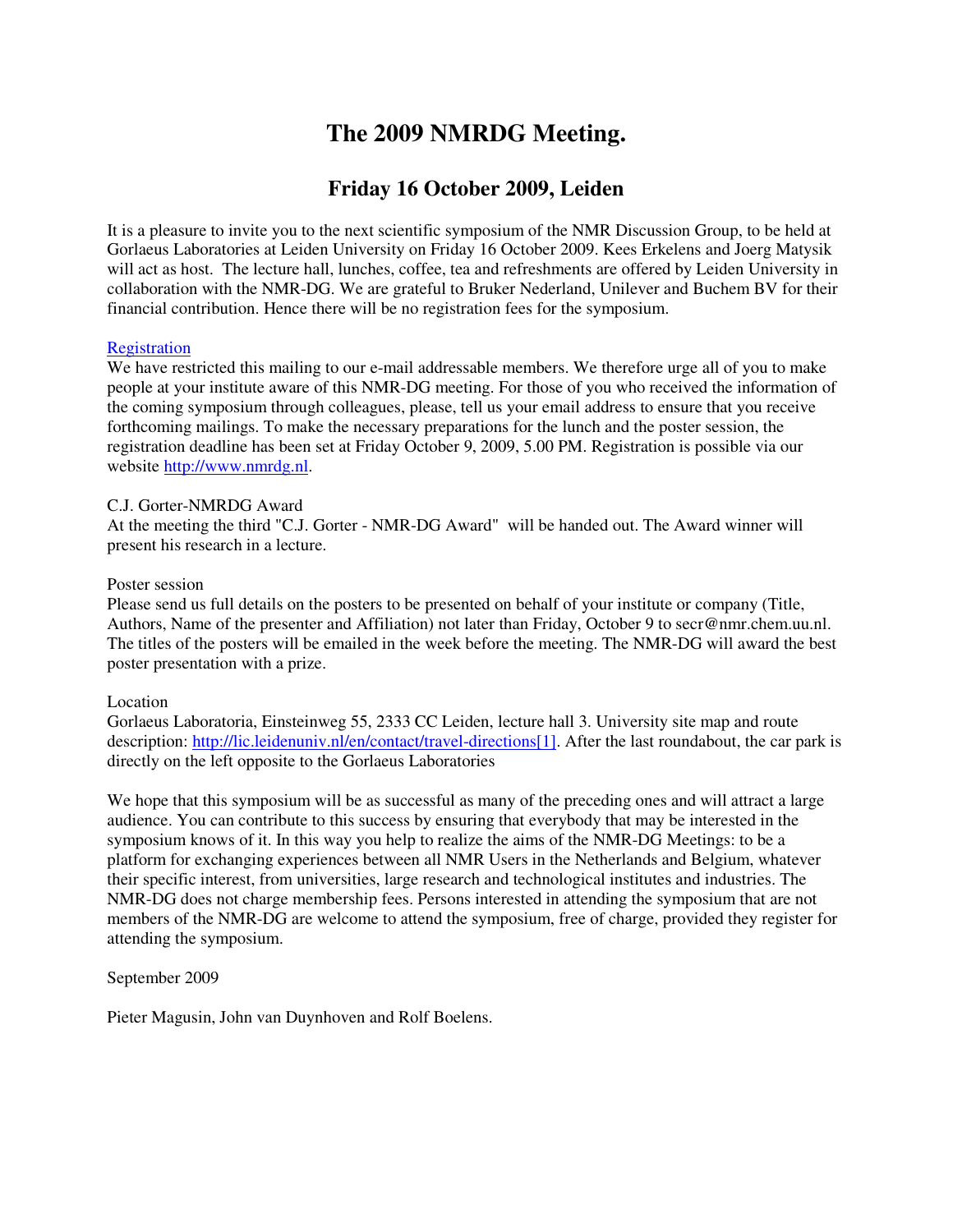# The 2009 NMRDG Meeting.

## Friday 16 October 2009, Leiden

It is a pleasure to invite you to the next scientific symposium of the NMR Discussion Group, to be held at Gorlaeus Laboratories at Leiden University on Friday 16 October 2009. Kees Erkelens and Joerg Matysik will act as host. The lecture hall, lunches, coffee, tea and refreshments are offered by Leiden University in collaboration with the NMR-DG. We are grateful to Bruker Nederland, Unilever and Buchem BV for their financial contribution. Hence there will be no registration fees for the symposium.

Registration

We have restricted this mailing to our e-mail addressable members. We therefore urge all of you to make people at your institute aware of this NMR-DG meeting. For those of you who received the information of the coming symposium through colleagues, please, tell us your email address to ensure that you receive forthcoming mailings. To make the necessary preparations for the lunch and the poster session, the registration deadline has been set at Friday October 9, 2009, 5.00 PM. Registration is possible via our website http://www.nmrdg.nl.

C.J. Gorter-NMRDG Award

At the meeting the third "C.J. Gorter - NMR-DG Award" will be handed out. The Award winner will present his research in a lecture.

Poster session

Please send us full details on the posters to be presented on behalf of your institute or company (Title, Authors, Name of the presenter and Affiliation) not later than Friday, October 9 to secr@nmr.chem.uu.nl. The titles of the posters will be emailed in the week before the meeting. The NMR-DG will award the best poster presentation with a prize.

Location

Gorlaeus Laboratoria, Einsteinweg 55, 2333 CC Leiden, lecture hall 3. University site map and route description: http://lic.leidenuniv.nl/en/contact/travel-directions[1]. After the last roundabout, the car park is directly on the left opposite to the Gorlaeus Laboratories

We hope that this symposium will be as successful as many of the preceding ones and will attract a large audience. You can contribute to this success by ensuring that everybody that may be interested in the symposium knows of it. In this way you help to realize the aims of the NMR-DG Meetings: to be a platform for exchanging experiences between all NMR Users in the Netherlands and Belgium, whatever their specific interest, from universities, large research and technological institutes and industries. The NMR-DG does not charge membership fees. Persons interested in attending the symposium that are not members of the NMR-DG are welcome to attend the symposium, free of charge, provided they register for attending the symposium.

September 2009

Pieter Magusin, John van Duynhoven and Rolf Boelens.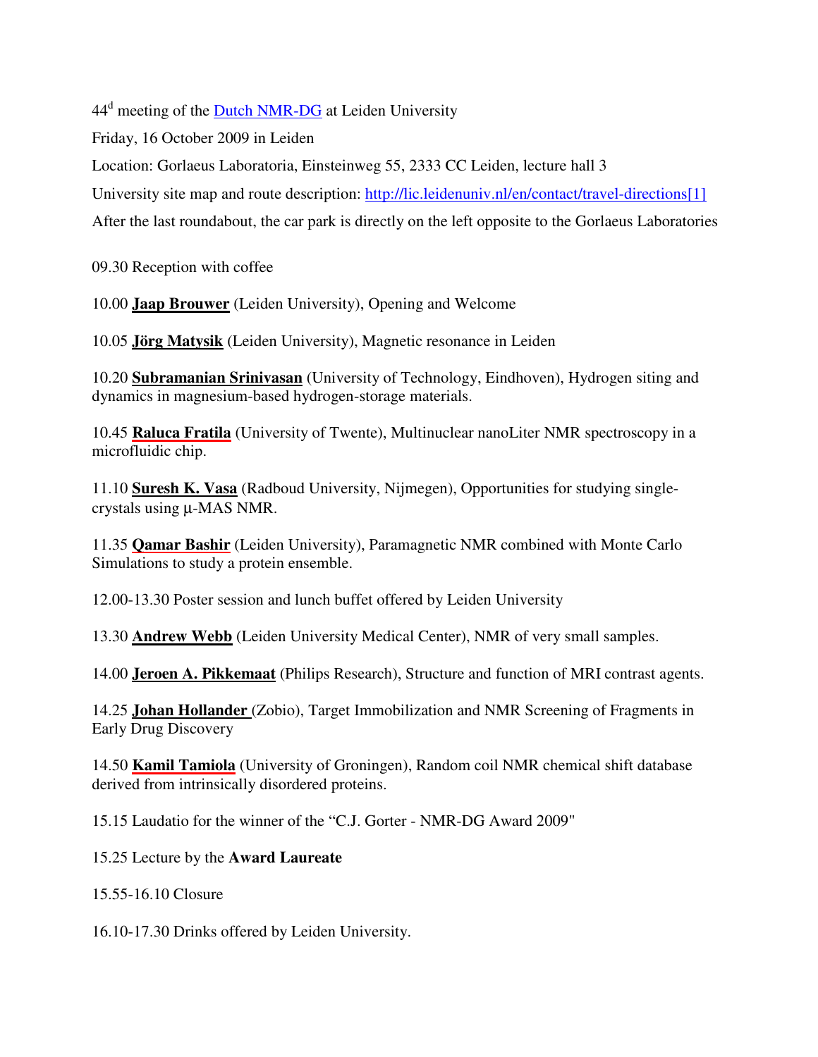44[d] meeting of the [Dutch NMR-DG](Dutch NMR-DG) at Leiden University

Friday, 16 October 2009 in Leiden

Location: Gorlaeus Laboratoria, Einsteinweg 55, 2333 CC Leiden, lecture hall 3

University site map and route description: http://lic.leidenuniv.nl/en/contact/travel-directions[1]

After the last roundabout, the car park is directly on the left opposite to the Gorlaeus Laboratories

09.30 Reception with coffee

10.00 **Jaap Brouwer** (Leiden University), Opening and Welcome

10.05 **Jörg Matysik** (Leiden University), Magnetic resonance in Leiden

10.20 **Subramanian Srinivasan** (University of Technology, Eindhoven), Hydrogen siting and dynamics in magnesium-based hydrogen-storage materials.

10.45 **Raluca Fratila** (University of Twente), Multinuclear nanoLiter NMR spectroscopy in a microfluidic chip.

11.10 **Suresh K. Vasa** (Radboud University, Nijmegen), Opportunities for studying single-crystals using μ-MAS NMR.

11.35 **Qamar Bashir** (Leiden University), Paramagnetic NMR combined with Monte Carlo Simulations to study a protein ensemble.

12.00-13.30 Poster session and lunch buffet offered by Leiden University

13.30 **Andrew Webb** (Leiden University Medical Center), NMR of very small samples.

14.00 **Jeroen A. Pikkemaat** (Philips Research), Structure and function of MRI contrast agents.

14.25 **Johan Hollander** (Zobio), Target Immobilization and NMR Screening of Fragments in Early Drug Discovery

14.50 **Kamil Tamiola** (University of Groningen), Random coil NMR chemical shift database derived from intrinsically disordered proteins.

15.15 Laudatio for the winner of the "C.J. Gorter - NMR-DG Award 2009"

15.25 Lecture by the **Award Laureate**

15.55-16.10 Closure

16.10-17.30 Drinks offered by Leiden University.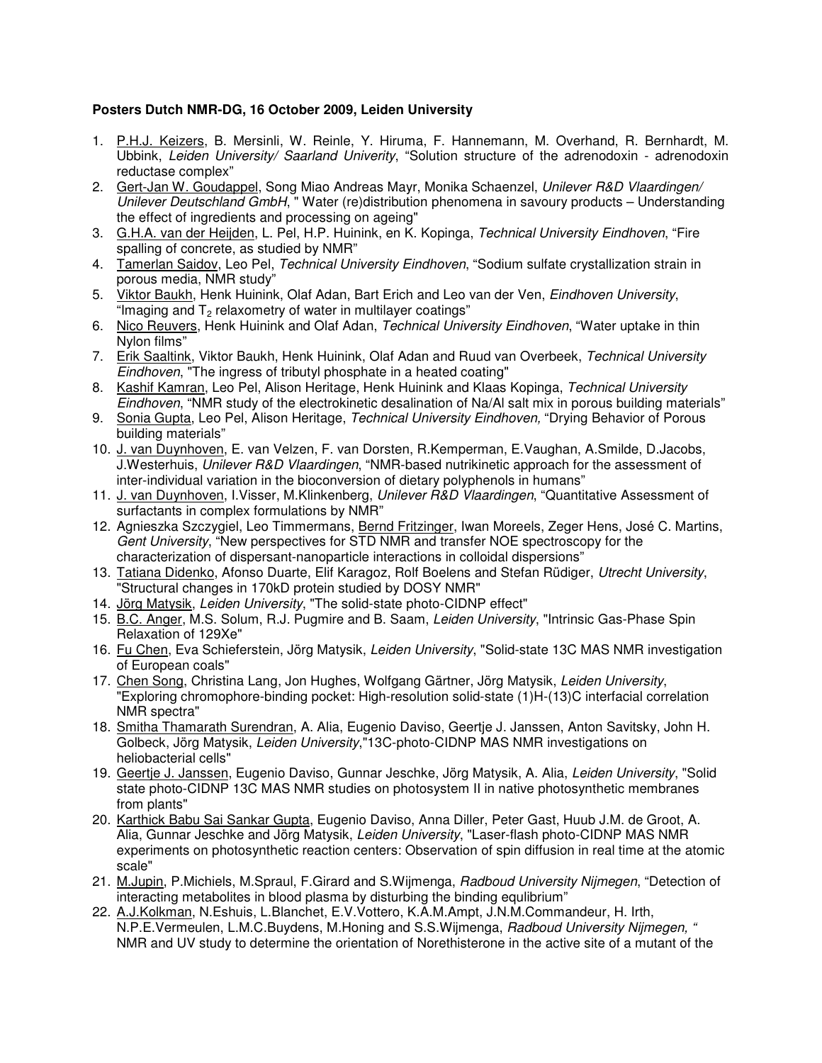**Posters Dutch NMR-DG, 16 October 2009, Leiden University**

1. P.H.J. Keizers, B. Mersinli, W. Reinle, Y. Hiruma, F. Hannemann, M. Overhand, R. Bernhardt, M. Ubbink, *Leiden University/ Saarland Univerity*, “Solution structure of the adrenodoxin - adrenodoxin reductase complex”
2. Gert-Jan W. Goudappel, Song Miao Andreas Mayr, Monika Schaenzel, *Unilever R&D Vlaardingen/ Unilever Deutschland GmbH*, " Water (re)distribution phenomena in savoury products – Understanding the effect of ingredients and processing on ageing"
3. G.H.A. van der Heijden, L. Pel, H.P. Huinink, en K. Kopinga, *Technical University Eindhoven*, “Fire spalling of concrete, as studied by NMR”
4. Tamerlan Saidov, Leo Pel, *Technical University Eindhoven*, “Sodium sulfate crystallization strain in porous media, NMR study”
5. Viktor Baukh, Henk Huinink, Olaf Adan, Bart Erich and Leo van der Ven, *Eindhoven University*, “Imaging and $T_2$ relaxometry of water in multilayer coatings”
6. Nico Reuvers, Henk Huinink and Olaf Adan, *Technical University Eindhoven*, “Water uptake in thin Nylon films”
7. Erik Saaltink, Viktor Baukh, Henk Huinink, Olaf Adan and Ruud van Overbeek, *Technical University Eindhoven*, "The ingress of tributyl phosphate in a heated coating"
8. Kashif Kamran, Leo Pel, Alison Heritage, Henk Huinink and Klaas Kopinga, *Technical University Eindhoven*, “NMR study of the electrokinetic desalination of Na/Al salt mix in porous building materials”
9. Sonia Gupta, Leo Pel, Alison Heritage, *Technical University Eindhoven,* “Drying Behavior of Porous building materials”
10. J. van Duynhoven, E. van Velzen, F. van Dorsten, R.Kemperman, E.Vaughan, A.Smilde, D.Jacobs, J.Westerhuis, *Unilever R&D Vlaardingen*, “NMR-based nutrikinetic approach for the assessment of inter-individual variation in the bioconversion of dietary polyphenols in humans”
11. J. van Duynhoven, I.Visser, M.Klinkenberg, *Unilever R&D Vlaardingen*, “Quantitative Assessment of surfactants in complex formulations by NMR”
12. Agnieszka Szczygiel, Leo Timmermans, Bernd Fritzinger, Iwan Moreels, Zeger Hens, José C. Martins, *Gent University*, “New perspectives for STD NMR and transfer NOE spectroscopy for the characterization of dispersant-nanoparticle interactions in colloidal dispersions”
13. Tatiana Didenko, Afonso Duarte, Elif Karagoz, Rolf Boelens and Stefan Rüdiger, *Utrecht University*, "Structural changes in 170kD protein studied by DOSY NMR"
14. Jörg Matysik, *Leiden University*, "The solid-state photo-CIDNP effect"
15. B.C. Anger, M.S. Solum, R.J. Pugmire and B. Saam, *Leiden University*, "Intrinsic Gas-Phase Spin Relaxation of 129Xe"
16. Fu Chen, Eva Schieferstein, Jörg Matysik, *Leiden University*, "Solid-state 13C MAS NMR investigation of European coals"
17. Chen Song, Christina Lang, Jon Hughes, Wolfgang Gärtner, Jörg Matysik, *Leiden University*, "Exploring chromophore-binding pocket: High-resolution solid-state (1)H-(13)C interfacial correlation NMR spectra"
18. Smitha Thamarath Surendran, A. Alia, Eugenio Daviso, Geertje J. Janssen, Anton Savitsky, John H. Golbeck, Jörg Matysik, *Leiden University*,"13C-photo-CIDNP MAS NMR investigations on heliobacterial cells"
19. Geertje J. Janssen, Eugenio Daviso, Gunnar Jeschke, Jörg Matysik, A. Alia, *Leiden University*, "Solid state photo-CIDNP 13C MAS NMR studies on photosystem II in native photosynthetic membranes from plants"
20. Karthick Babu Sai Sankar Gupta, Eugenio Daviso, Anna Diller, Peter Gast, Huub J.M. de Groot, A. Alia, Gunnar Jeschke and Jörg Matysik, *Leiden University*, "Laser-flash photo-CIDNP MAS NMR experiments on photosynthetic reaction centers: Observation of spin diffusion in real time at the atomic scale"
21. M.Jupin, P.Michiels, M.Spraul, F.Girard and S.Wijmenga, *Radboud University Nijmegen*, “Detection of interacting metabolites in blood plasma by disturbing the binding equlibrium”
22. A.J.Kolkman, N.Eshuis, L.Blanchet, E.V.Vottero, K.A.M.Ampt, J.N.M.Commandeur, H. Irth, N.P.E.Vermeulen, L.M.C.Buydens, M.Honing and S.S.Wijmenga, *Radboud University Nijmegen,* “ NMR and UV study to determine the orientation of Norethisterone in the active site of a mutant of the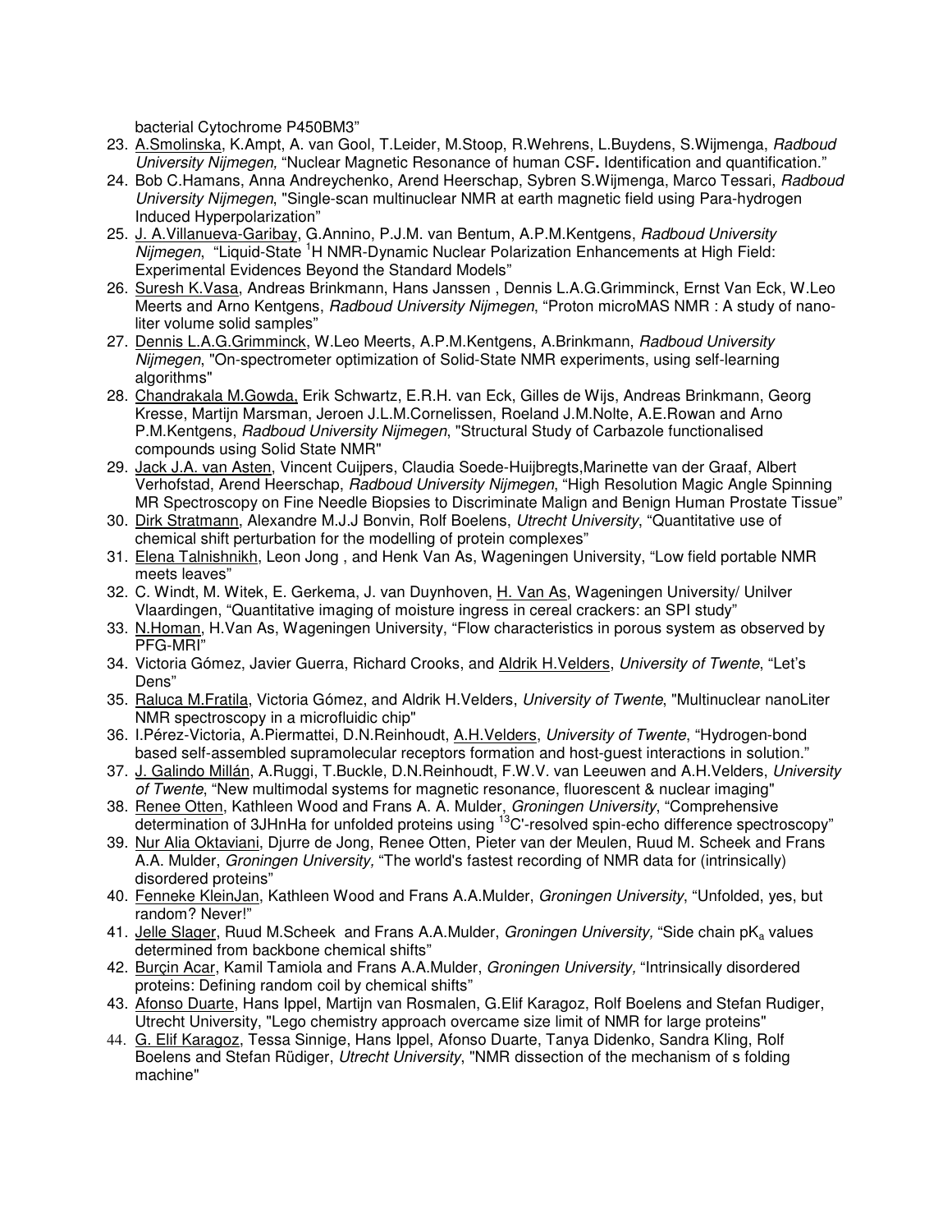bacterial Cytochrome P450BM3"

23. A.Smolinska, K.Ampt, A. van Gool, T.Leider, M.Stoop, R.Wehrens, L.Buydens, S.Wijmenga, *Radboud University Nijmegen,* "Nuclear Magnetic Resonance of human CSF**.** Identification and quantification."
24. Bob C.Hamans, Anna Andreychenko, Arend Heerschap, Sybren S.Wijmenga, Marco Tessari, *Radboud University Nijmegen*, "Single-scan multinuclear NMR at earth magnetic field using Para-hydrogen Induced Hyperpolarization"
25. J. A.Villanueva-Garibay, G.Annino, P.J.M. van Bentum, A.P.M.Kentgens, *Radboud University Nijmegen*, "Liquid-State $^{1}$H NMR-Dynamic Nuclear Polarization Enhancements at High Field: Experimental Evidences Beyond the Standard Models"
26. Suresh K.Vasa, Andreas Brinkmann, Hans Janssen , Dennis L.A.G.Grimminck, Ernst Van Eck, W.Leo Meerts and Arno Kentgens, *Radboud University Nijmegen*, "Proton microMAS NMR : A study of nano-liter volume solid samples"
27. Dennis L.A.G.Grimminck, W.Leo Meerts, A.P.M.Kentgens, A.Brinkmann, *Radboud University Nijmegen*, "On-spectrometer optimization of Solid-State NMR experiments, using self-learning algorithms"
28. Chandrakala M.Gowda, Erik Schwartz, E.R.H. van Eck, Gilles de Wijs, Andreas Brinkmann, Georg Kresse, Martijn Marsman, Jeroen J.L.M.Cornelissen, Roeland J.M.Nolte, A.E.Rowan and Arno P.M.Kentgens, *Radboud University Nijmegen*, "Structural Study of Carbazole functionalised compounds using Solid State NMR"
29. Jack J.A. van Asten, Vincent Cuijpers, Claudia Soede-Huijbregts,Marinette van der Graaf, Albert Verhofstad, Arend Heerschap, *Radboud University Nijmegen*, "High Resolution Magic Angle Spinning MR Spectroscopy on Fine Needle Biopsies to Discriminate Malign and Benign Human Prostate Tissue"
30. Dirk Stratmann, Alexandre M.J.J Bonvin, Rolf Boelens, *Utrecht University*, "Quantitative use of chemical shift perturbation for the modelling of protein complexes"
31. Elena Talnishnikh, Leon Jong , and Henk Van As, Wageningen University, "Low field portable NMR meets leaves"
32. C. Windt, M. Witek, E. Gerkema, J. van Duynhoven, H. Van As, Wageningen University/ Unilver Vlaardingen, "Quantitative imaging of moisture ingress in cereal crackers: an SPI study"
33. N.Homan, H.Van As, Wageningen University, "Flow characteristics in porous system as observed by PFG-MRI"
34. Victoria Gómez, Javier Guerra, Richard Crooks, and Aldrik H.Velders, *University of Twente*, "Let's Dens"
35. Raluca M.Fratila, Victoria Gómez, and Aldrik H.Velders, *University of Twente*, "Multinuclear nanoLiter NMR spectroscopy in a microfluidic chip"
36. I.Pérez-Victoria, A.Piermattei, D.N.Reinhoudt, A.H.Velders, *University of Twente*, "Hydrogen-bond based self-assembled supramolecular receptors formation and host-guest interactions in solution."
37. J. Galindo Millán, A.Ruggi, T.Buckle, D.N.Reinhoudt, F.W.V. van Leeuwen and A.H.Velders, *University of Twente*, "New multimodal systems for magnetic resonance, fluorescent & nuclear imaging"
38. Renee Otten, Kathleen Wood and Frans A. A. Mulder, *Groningen University*, "Comprehensive determination of 3JHnHa for unfolded proteins using $^{13}$C'-resolved spin-echo difference spectroscopy"
39. Nur Alia Oktaviani, Djurre de Jong, Renee Otten, Pieter van der Meulen, Ruud M. Scheek and Frans A.A. Mulder, *Groningen University,* "The world's fastest recording of NMR data for (intrinsically) disordered proteins"
40. Fenneke KleinJan, Kathleen Wood and Frans A.A.Mulder, *Groningen University*, "Unfolded, yes, but random? Never!"
41. Jelle Slager, Ruud M.Scheek and Frans A.A.Mulder, *Groningen University,* "Side chain p$K_a$ values determined from backbone chemical shifts"
42. Burçin Acar, Kamil Tamiola and Frans A.A.Mulder, *Groningen University,* "Intrinsically disordered proteins: Defining random coil by chemical shifts"
43. Afonso Duarte, Hans Ippel, Martijn van Rosmalen, G.Elif Karagoz, Rolf Boelens and Stefan Rudiger, Utrecht University, "Lego chemistry approach overcame size limit of NMR for large proteins"
44. G. Elif Karagoz, Tessa Sinnige, Hans Ippel, Afonso Duarte, Tanya Didenko, Sandra Kling, Rolf Boelens and Stefan Rüdiger, *Utrecht University*, "NMR dissection of the mechanism of s folding machine"